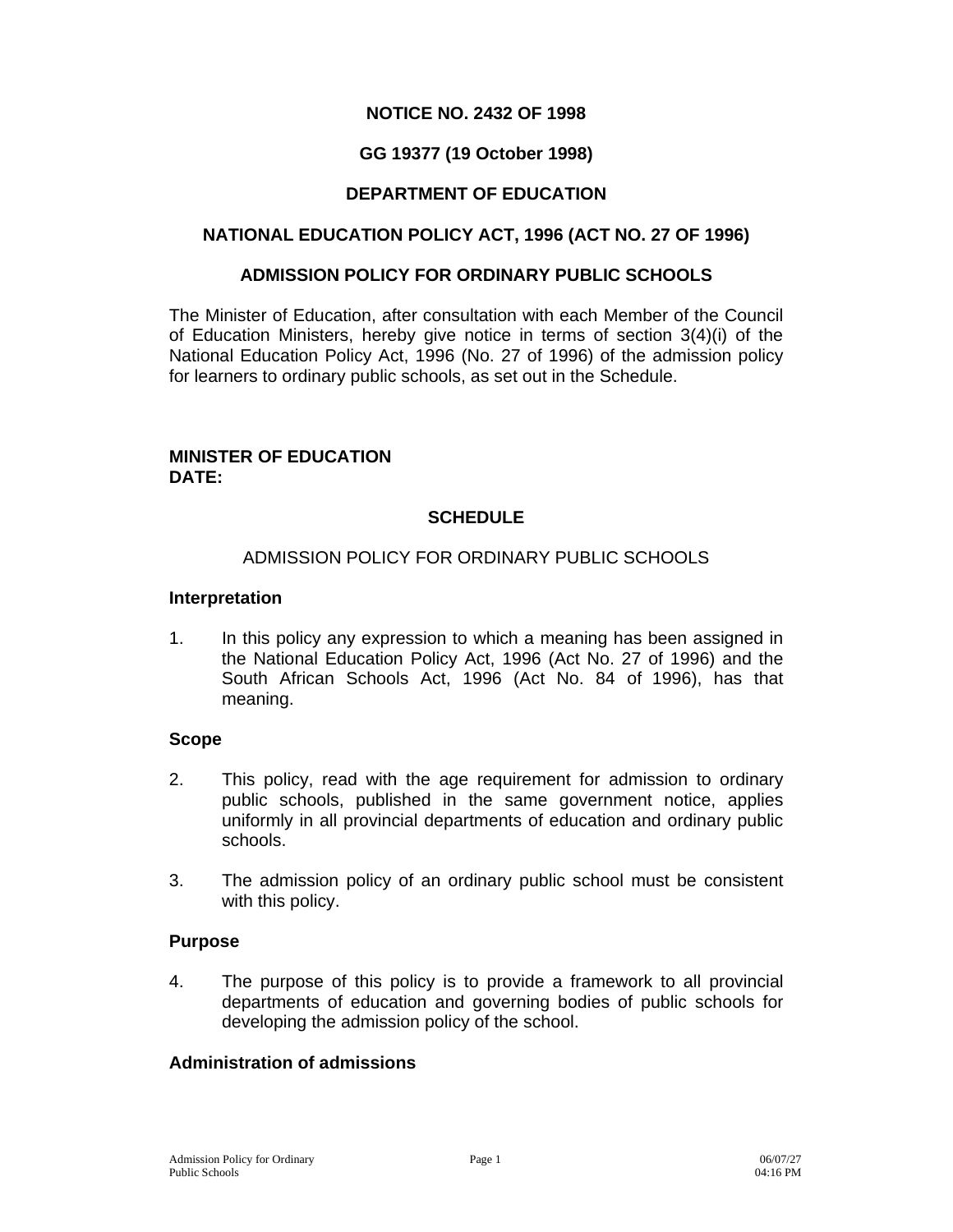**NOTICE NO. 2432 OF 1998**

**GG 19377 (19 October 1998)**

**DEPARTMENT OF EDUCATION**

**NATIONAL EDUCATION POLICY ACT, 1996 (ACT NO. 27 OF 1996)**

**ADMISSION POLICY FOR ORDINARY PUBLIC SCHOOLS**

The Minister of Education, after consultation with each Member of the Council of Education Ministers, hereby give notice in terms of section 3(4)(i) of the National Education Policy Act, 1996 (No. 27 of 1996) of the admission policy for learners to ordinary public schools, as set out in the Schedule.

**MINISTER OF EDUCATION**
**DATE:**

## SCHEDULE

ADMISSION POLICY FOR ORDINARY PUBLIC SCHOOLS

### Interpretation

1. In this policy any expression to which a meaning has been assigned in the National Education Policy Act, 1996 (Act No. 27 of 1996) and the South African Schools Act, 1996 (Act No. 84 of 1996), has that meaning.

### Scope

2. This policy, read with the age requirement for admission to ordinary public schools, published in the same government notice, applies uniformly in all provincial departments of education and ordinary public schools.

3. The admission policy of an ordinary public school must be consistent with this policy.

### Purpose

4. The purpose of this policy is to provide a framework to all provincial departments of education and governing bodies of public schools for developing the admission policy of the school.

### Administration of admissions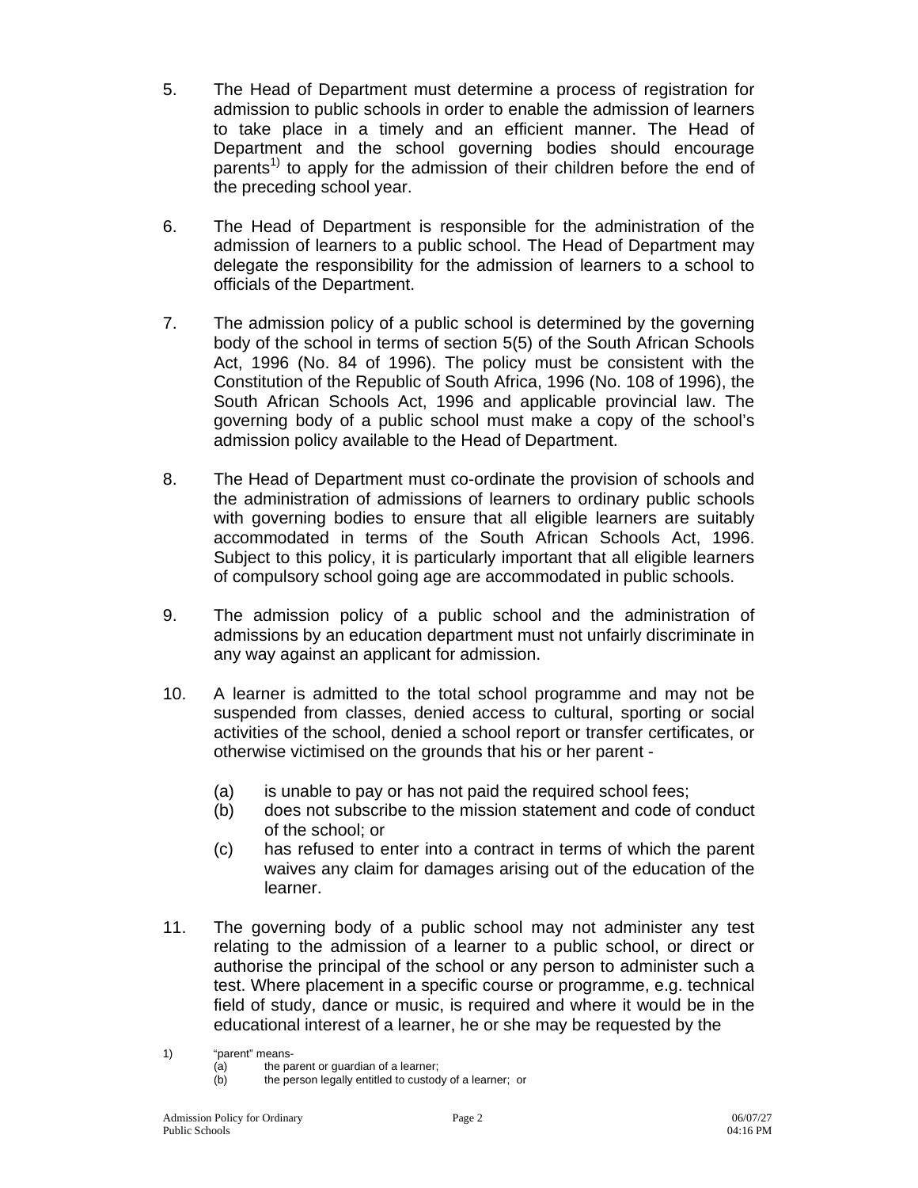5. The Head of Department must determine a process of registration for admission to public schools in order to enable the admission of learners to take place in a timely and an efficient manner. The Head of Department and the school governing bodies should encourage parents[1)] to apply for the admission of their children before the end of the preceding school year.

6. The Head of Department is responsible for the administration of the admission of learners to a public school. The Head of Department may delegate the responsibility for the admission of learners to a school to officials of the Department.

7. The admission policy of a public school is determined by the governing body of the school in terms of section 5(5) of the South African Schools Act, 1996 (No. 84 of 1996). The policy must be consistent with the Constitution of the Republic of South Africa, 1996 (No. 108 of 1996), the South African Schools Act, 1996 and applicable provincial law. The governing body of a public school must make a copy of the school's admission policy available to the Head of Department.

8. The Head of Department must co-ordinate the provision of schools and the administration of admissions of learners to ordinary public schools with governing bodies to ensure that all eligible learners are suitably accommodated in terms of the South African Schools Act, 1996. Subject to this policy, it is particularly important that all eligible learners of compulsory school going age are accommodated in public schools.

9. The admission policy of a public school and the administration of admissions by an education department must not unfairly discriminate in any way against an applicant for admission.

10. A learner is admitted to the total school programme and may not be suspended from classes, denied access to cultural, sporting or social activities of the school, denied a school report or transfer certificates, or otherwise victimised on the grounds that his or her parent -

    (a) is unable to pay or has not paid the required school fees;
    (b) does not subscribe to the mission statement and code of conduct of the school; or
    (c) has refused to enter into a contract in terms of which the parent waives any claim for damages arising out of the education of the learner.

11. The governing body of a public school may not administer any test relating to the admission of a learner to a public school, or direct or authorise the principal of the school or any person to administer such a test. Where placement in a specific course or programme, e.g. technical field of study, dance or music, is required and where it would be in the educational interest of a learner, he or she may be requested by the

---

1) "parent" means-
   (a) the parent or guardian of a learner;
   (b) the person legally entitled to custody of a learner; or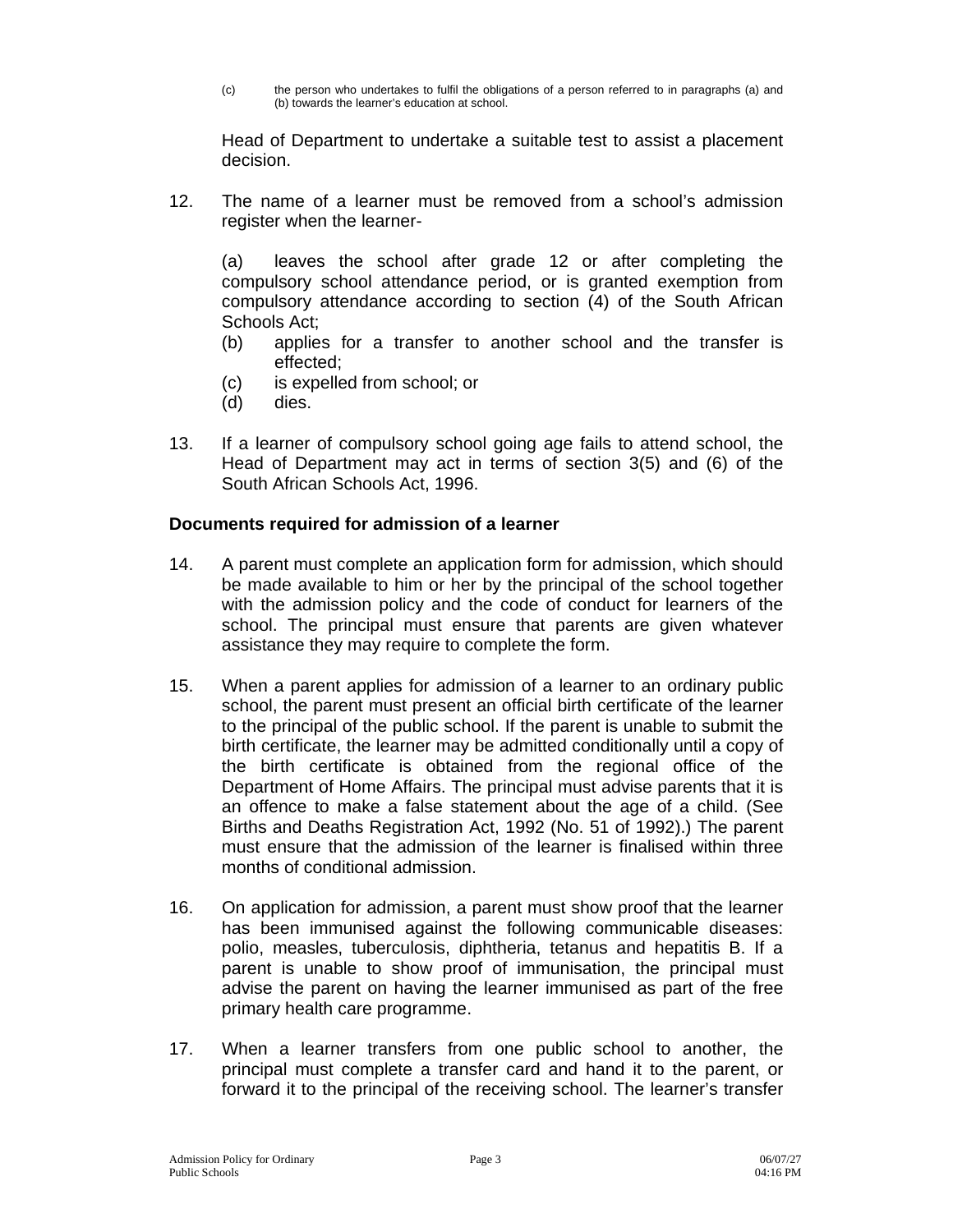(c) the person who undertakes to fulfil the obligations of a person referred to in paragraphs (a) and (b) towards the learner's education at school.

Head of Department to undertake a suitable test to assist a placement decision.

12. The name of a learner must be removed from a school's admission register when the learner-

    (a) leaves the school after grade 12 or after completing the compulsory school attendance period, or is granted exemption from compulsory attendance according to section (4) of the South African Schools Act;
    (b) applies for a transfer to another school and the transfer is effected;
    (c) is expelled from school; or
    (d) dies.

13. If a learner of compulsory school going age fails to attend school, the Head of Department may act in terms of section 3(5) and (6) of the South African Schools Act, 1996.

**Documents required for admission of a learner**

14. A parent must complete an application form for admission, which should be made available to him or her by the principal of the school together with the admission policy and the code of conduct for learners of the school. The principal must ensure that parents are given whatever assistance they may require to complete the form.

15. When a parent applies for admission of a learner to an ordinary public school, the parent must present an official birth certificate of the learner to the principal of the public school. If the parent is unable to submit the birth certificate, the learner may be admitted conditionally until a copy of the birth certificate is obtained from the regional office of the Department of Home Affairs. The principal must advise parents that it is an offence to make a false statement about the age of a child. (See Births and Deaths Registration Act, 1992 (No. 51 of 1992).) The parent must ensure that the admission of the learner is finalised within three months of conditional admission.

16. On application for admission, a parent must show proof that the learner has been immunised against the following communicable diseases: polio, measles, tuberculosis, diphtheria, tetanus and hepatitis B. If a parent is unable to show proof of immunisation, the principal must advise the parent on having the learner immunised as part of the free primary health care programme.

17. When a learner transfers from one public school to another, the principal must complete a transfer card and hand it to the parent, or forward it to the principal of the receiving school. The learner's transfer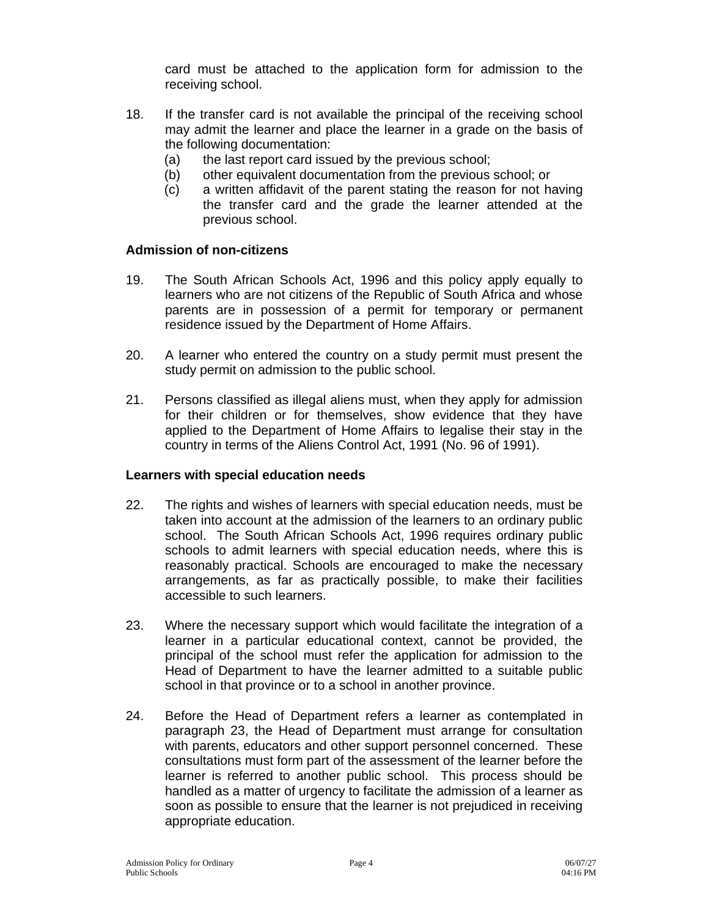card must be attached to the application form for admission to the receiving school.

18. If the transfer card is not available the principal of the receiving school may admit the learner and place the learner in a grade on the basis of the following documentation:
    (a) the last report card issued by the previous school;
    (b) other equivalent documentation from the previous school; or
    (c) a written affidavit of the parent stating the reason for not having the transfer card and the grade the learner attended at the previous school.

**Admission of non-citizens**

19. The South African Schools Act, 1996 and this policy apply equally to learners who are not citizens of the Republic of South Africa and whose parents are in possession of a permit for temporary or permanent residence issued by the Department of Home Affairs.

20. A learner who entered the country on a study permit must present the study permit on admission to the public school.

21. Persons classified as illegal aliens must, when they apply for admission for their children or for themselves, show evidence that they have applied to the Department of Home Affairs to legalise their stay in the country in terms of the Aliens Control Act, 1991 (No. 96 of 1991).

**Learners with special education needs**

22. The rights and wishes of learners with special education needs, must be taken into account at the admission of the learners to an ordinary public school. The South African Schools Act, 1996 requires ordinary public schools to admit learners with special education needs, where this is reasonably practical. Schools are encouraged to make the necessary arrangements, as far as practically possible, to make their facilities accessible to such learners.

23. Where the necessary support which would facilitate the integration of a learner in a particular educational context, cannot be provided, the principal of the school must refer the application for admission to the Head of Department to have the learner admitted to a suitable public school in that province or to a school in another province.

24. Before the Head of Department refers a learner as contemplated in paragraph 23, the Head of Department must arrange for consultation with parents, educators and other support personnel concerned. These consultations must form part of the assessment of the learner before the learner is referred to another public school. This process should be handled as a matter of urgency to facilitate the admission of a learner as soon as possible to ensure that the learner is not prejudiced in receiving appropriate education.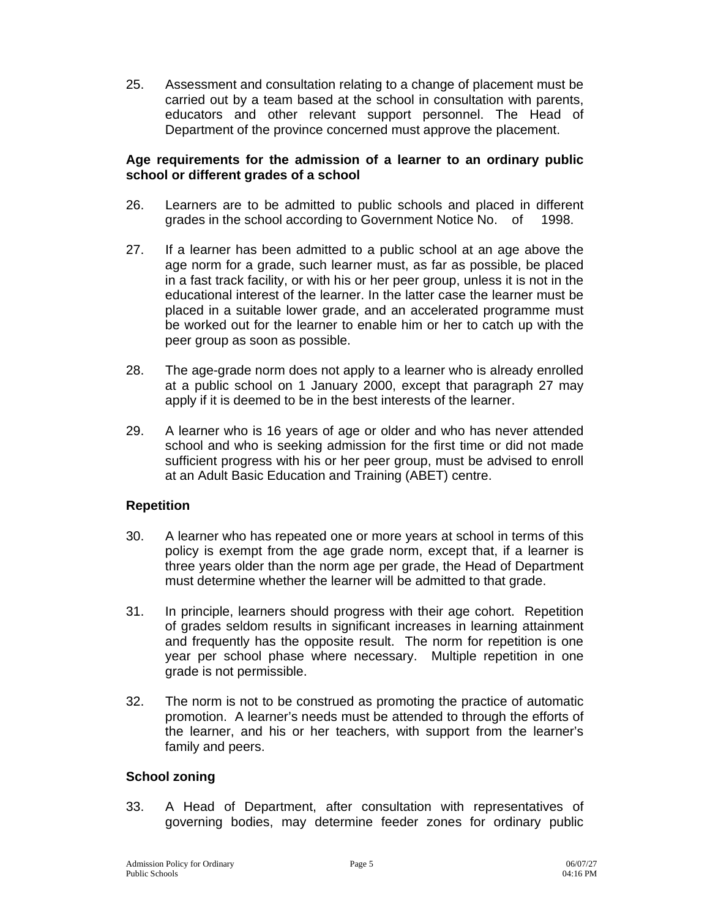25. Assessment and consultation relating to a change of placement must be carried out by a team based at the school in consultation with parents, educators and other relevant support personnel. The Head of Department of the province concerned must approve the placement.

**Age requirements for the admission of a learner to an ordinary public school or different grades of a school**

26. Learners are to be admitted to public schools and placed in different grades in the school according to Government Notice No. of 1998.

27. If a learner has been admitted to a public school at an age above the age norm for a grade, such learner must, as far as possible, be placed in a fast track facility, or with his or her peer group, unless it is not in the educational interest of the learner. In the latter case the learner must be placed in a suitable lower grade, and an accelerated programme must be worked out for the learner to enable him or her to catch up with the peer group as soon as possible.

28. The age-grade norm does not apply to a learner who is already enrolled at a public school on 1 January 2000, except that paragraph 27 may apply if it is deemed to be in the best interests of the learner.

29. A learner who is 16 years of age or older and who has never attended school and who is seeking admission for the first time or did not made sufficient progress with his or her peer group, must be advised to enroll at an Adult Basic Education and Training (ABET) centre.

**Repetition**

30. A learner who has repeated one or more years at school in terms of this policy is exempt from the age grade norm, except that, if a learner is three years older than the norm age per grade, the Head of Department must determine whether the learner will be admitted to that grade.

31. In principle, learners should progress with their age cohort. Repetition of grades seldom results in significant increases in learning attainment and frequently has the opposite result. The norm for repetition is one year per school phase where necessary. Multiple repetition in one grade is not permissible.

32. The norm is not to be construed as promoting the practice of automatic promotion. A learner's needs must be attended to through the efforts of the learner, and his or her teachers, with support from the learner's family and peers.

**School zoning**

33. A Head of Department, after consultation with representatives of governing bodies, may determine feeder zones for ordinary public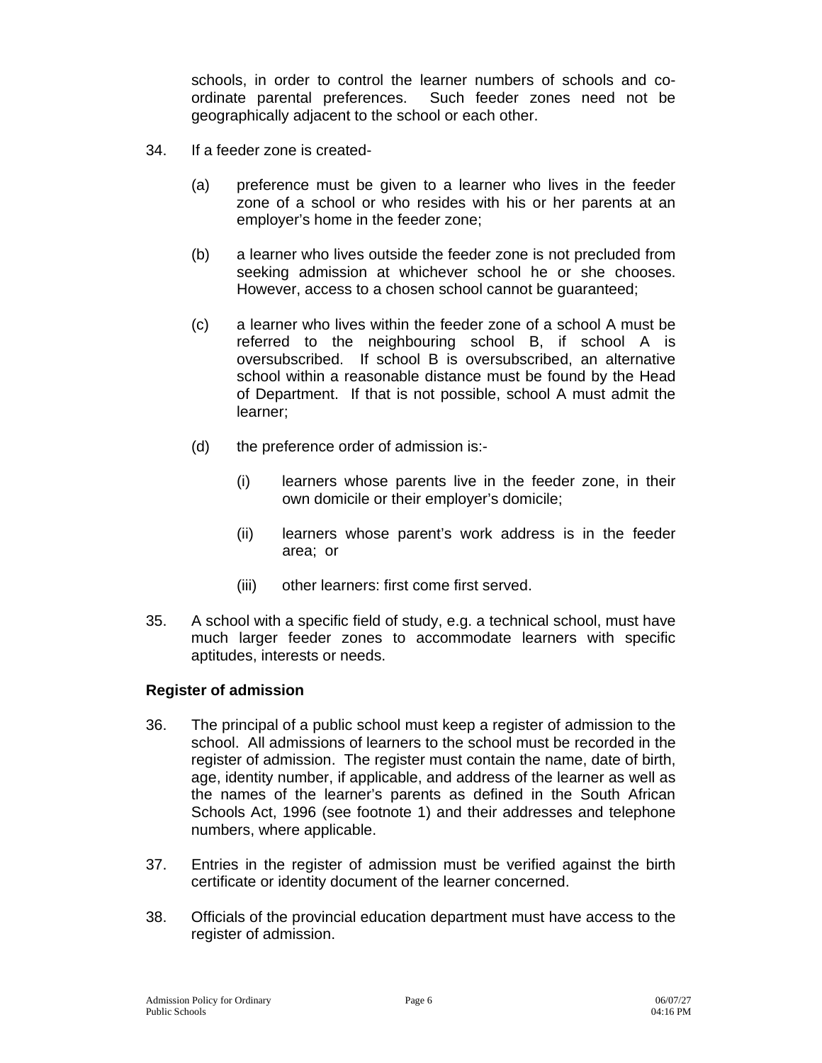schools, in order to control the learner numbers of schools and co-ordinate parental preferences. Such feeder zones need not be geographically adjacent to the school or each other.

34. If a feeder zone is created-

    (a) preference must be given to a learner who lives in the feeder zone of a school or who resides with his or her parents at an employer's home in the feeder zone;

    (b) a learner who lives outside the feeder zone is not precluded from seeking admission at whichever school he or she chooses. However, access to a chosen school cannot be guaranteed;

    (c) a learner who lives within the feeder zone of a school A must be referred to the neighbouring school B, if school A is oversubscribed. If school B is oversubscribed, an alternative school within a reasonable distance must be found by the Head of Department. If that is not possible, school A must admit the learner;

    (d) the preference order of admission is:-

        (i) learners whose parents live in the feeder zone, in their own domicile or their employer's domicile;

        (ii) learners whose parent's work address is in the feeder area; or

        (iii) other learners: first come first served.

35. A school with a specific field of study, e.g. a technical school, must have much larger feeder zones to accommodate learners with specific aptitudes, interests or needs.

**Register of admission**

36. The principal of a public school must keep a register of admission to the school. All admissions of learners to the school must be recorded in the register of admission. The register must contain the name, date of birth, age, identity number, if applicable, and address of the learner as well as the names of the learner's parents as defined in the South African Schools Act, 1996 (see footnote 1) and their addresses and telephone numbers, where applicable.

37. Entries in the register of admission must be verified against the birth certificate or identity document of the learner concerned.

38. Officials of the provincial education department must have access to the register of admission.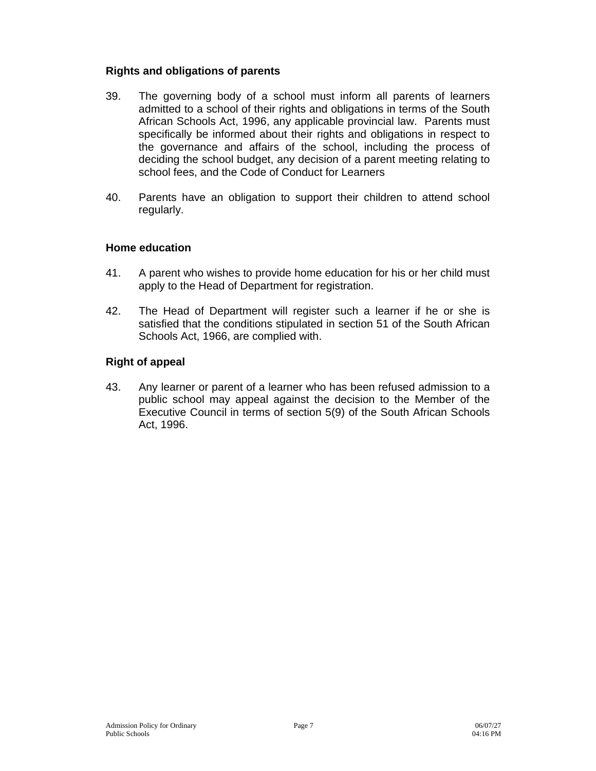### Rights and obligations of parents

39. The governing body of a school must inform all parents of learners admitted to a school of their rights and obligations in terms of the South African Schools Act, 1996, any applicable provincial law. Parents must specifically be informed about their rights and obligations in respect to the governance and affairs of the school, including the process of deciding the school budget, any decision of a parent meeting relating to school fees, and the Code of Conduct for Learners

40. Parents have an obligation to support their children to attend school regularly.

### Home education

41. A parent who wishes to provide home education for his or her child must apply to the Head of Department for registration.

42. The Head of Department will register such a learner if he or she is satisfied that the conditions stipulated in section 51 of the South African Schools Act, 1966, are complied with.

### Right of appeal

43. Any learner or parent of a learner who has been refused admission to a public school may appeal against the decision to the Member of the Executive Council in terms of section 5(9) of the South African Schools Act, 1996.